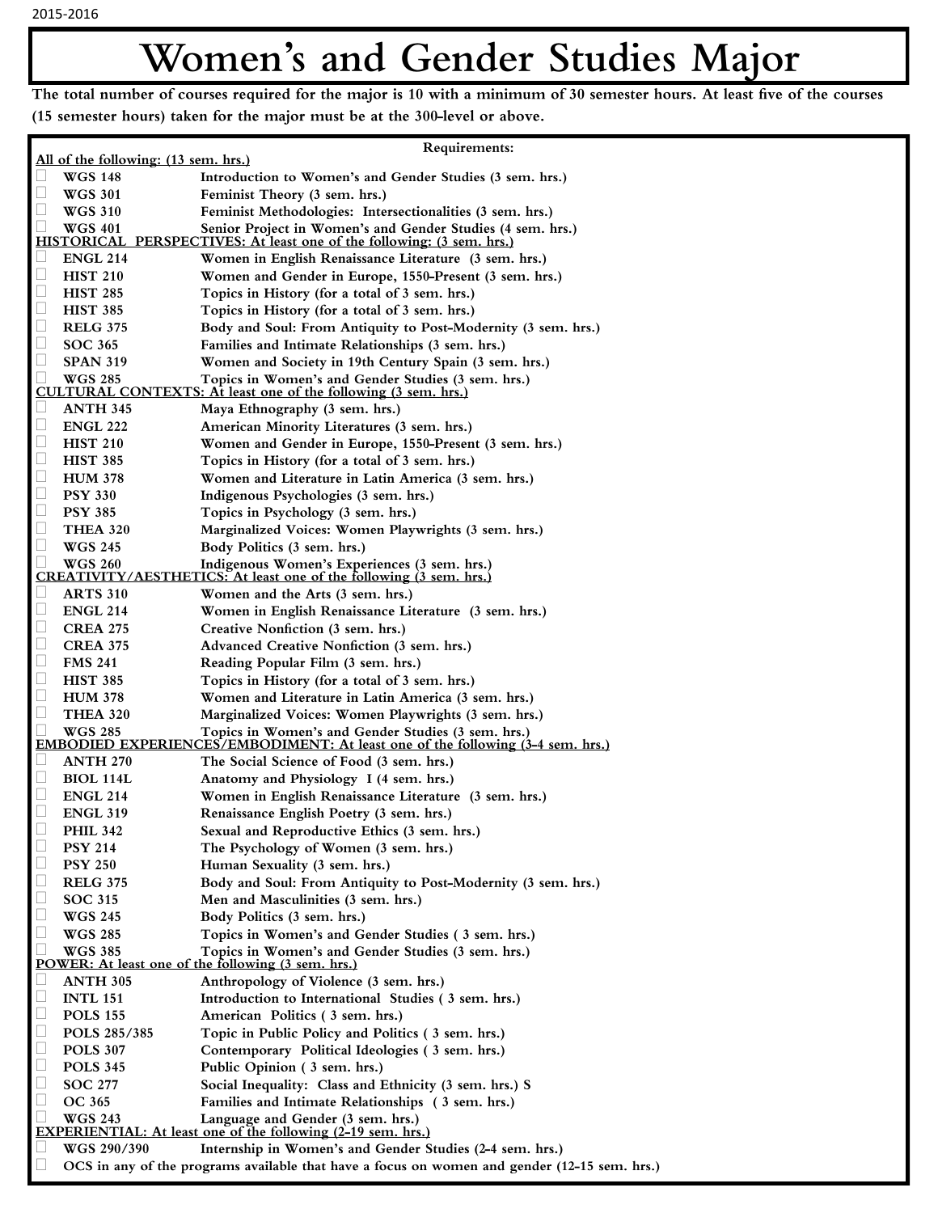# Women's and Gender Studies Major

**The total number of courses required for the major is 10 with a minimum of 30 semester hours. At least five of the courses (15 semester hours) taken for the major must be at the 300-level or above.**

**Requirements:**

**All of the following: (13 sem. hrs.)**

- ☐ **WGS 148** — Introduction to Women's and Gender Studies (3 sem. hrs.)
- ☐ **WGS 301** — Feminist Theory (3 sem. hrs.)
- ☐ **WGS 310** — Feminist Methodologies: Intersectionalities (3 sem. hrs.)
- ☐ **WGS 401** — Senior Project in Women's and Gender Studies (4 sem. hrs.)

**HISTORICAL PERSPECTIVES: At least one of the following: (3 sem. hrs.)**

- ☐ **ENGL 214** — Women in English Renaissance Literature (3 sem. hrs.)
- ☐ **HIST 210** — Women and Gender in Europe, 1550-Present (3 sem. hrs.)
- ☐ **HIST 285** — Topics in History (for a total of 3 sem. hrs.)
- ☐ **HIST 385** — Topics in History (for a total of 3 sem. hrs.)
- ☐ **RELG 375** — Body and Soul: From Antiquity to Post-Modernity (3 sem. hrs.)
- ☐ **SOC 365** — Families and Intimate Relationships (3 sem. hrs.)
- ☐ **SPAN 319** — Women and Society in 19th Century Spain (3 sem. hrs.)
- ☐ **WGS 285** — Topics in Women's and Gender Studies (3 sem. hrs.)

**CULTURAL CONTEXTS: At least one of the following (3 sem. hrs.)**

- ☐ **ANTH 345** — Maya Ethnography (3 sem. hrs.)
- ☐ **ENGL 222** — American Minority Literatures (3 sem. hrs.)
- ☐ **HIST 210** — Women and Gender in Europe, 1550-Present (3 sem. hrs.)
- ☐ **HIST 385** — Topics in History (for a total of 3 sem. hrs.)
- ☐ **HUM 378** — Women and Literature in Latin America (3 sem. hrs.)
- ☐ **PSY 330** — Indigenous Psychologies (3 sem. hrs.)
- ☐ **PSY 385** — Topics in Psychology (3 sem. hrs.)
- ☐ **THEA 320** — Marginalized Voices: Women Playwrights (3 sem. hrs.)
- ☐ **WGS 245** — Body Politics (3 sem. hrs.)
- ☐ **WGS 260** — Indigenous Women's Experiences (3 sem. hrs.)

**CREATIVITY/AESTHETICS: At least one of the following (3 sem. hrs.)**

- ☐ **ARTS 310** — Women and the Arts (3 sem. hrs.)
- ☐ **ENGL 214** — Women in English Renaissance Literature (3 sem. hrs.)
- ☐ **CREA 275** — Creative Nonfiction (3 sem. hrs.)
- ☐ **CREA 375** — Advanced Creative Nonfiction (3 sem. hrs.)
- ☐ **FMS 241** — Reading Popular Film (3 sem. hrs.)
- ☐ **HIST 385** — Topics in History (for a total of 3 sem. hrs.)
- ☐ **HUM 378** — Women and Literature in Latin America (3 sem. hrs.)
- ☐ **THEA 320** — Marginalized Voices: Women Playwrights (3 sem. hrs.)
- ☐ **WGS 285** — Topics in Women's and Gender Studies (3 sem. hrs.)

**EMBODIED EXPERIENCES/EMBODIMENT: At least one of the following (3-4 sem. hrs.)**

- ☐ **ANTH 270** — The Social Science of Food (3 sem. hrs.)
- ☐ **BIOL 114L** — Anatomy and Physiology I (4 sem. hrs.)
- ☐ **ENGL 214** — Women in English Renaissance Literature (3 sem. hrs.)
- ☐ **ENGL 319** — Renaissance English Poetry (3 sem. hrs.)
- ☐ **PHIL 342** — Sexual and Reproductive Ethics (3 sem. hrs.)
- ☐ **PSY 214** — The Psychology of Women (3 sem. hrs.)
- ☐ **PSY 250** — Human Sexuality (3 sem. hrs.)
- ☐ **RELG 375** — Body and Soul: From Antiquity to Post-Modernity (3 sem. hrs.)
- ☐ **SOC 315** — Men and Masculinities (3 sem. hrs.)
- ☐ **WGS 245** — Body Politics (3 sem. hrs.)
- ☐ **WGS 285** — Topics in Women's and Gender Studies ( 3 sem. hrs.)
- ☐ **WGS 385** — Topics in Women's and Gender Studies (3 sem. hrs.)

**POWER: At least one of the following (3 sem. hrs.)**

- ☐ **ANTH 305** — Anthropology of Violence (3 sem. hrs.)
- ☐ **INTL 151** — Introduction to International Studies ( 3 sem. hrs.)
- ☐ **POLS 155** — American Politics ( 3 sem. hrs.)
- ☐ **POLS 285/385** — Topic in Public Policy and Politics ( 3 sem. hrs.)
- ☐ **POLS 307** — Contemporary Political Ideologies ( 3 sem. hrs.)
- ☐ **POLS 345** — Public Opinion ( 3 sem. hrs.)
- ☐ **SOC 277** — Social Inequality: Class and Ethnicity (3 sem. hrs.) S
- ☐ **OC 365** — Families and Intimate Relationships ( 3 sem. hrs.)
- ☐ **WGS 243** — Language and Gender (3 sem. hrs.)

**EXPERIENTIAL: At least one of the following (2-19 sem. hrs.)**

- ☐ **WGS 290/390** — Internship in Women's and Gender Studies (2-4 sem. hrs.)
- ☐ **OCS in any of the programs available that have a focus on women and gender (12-15 sem. hrs.)**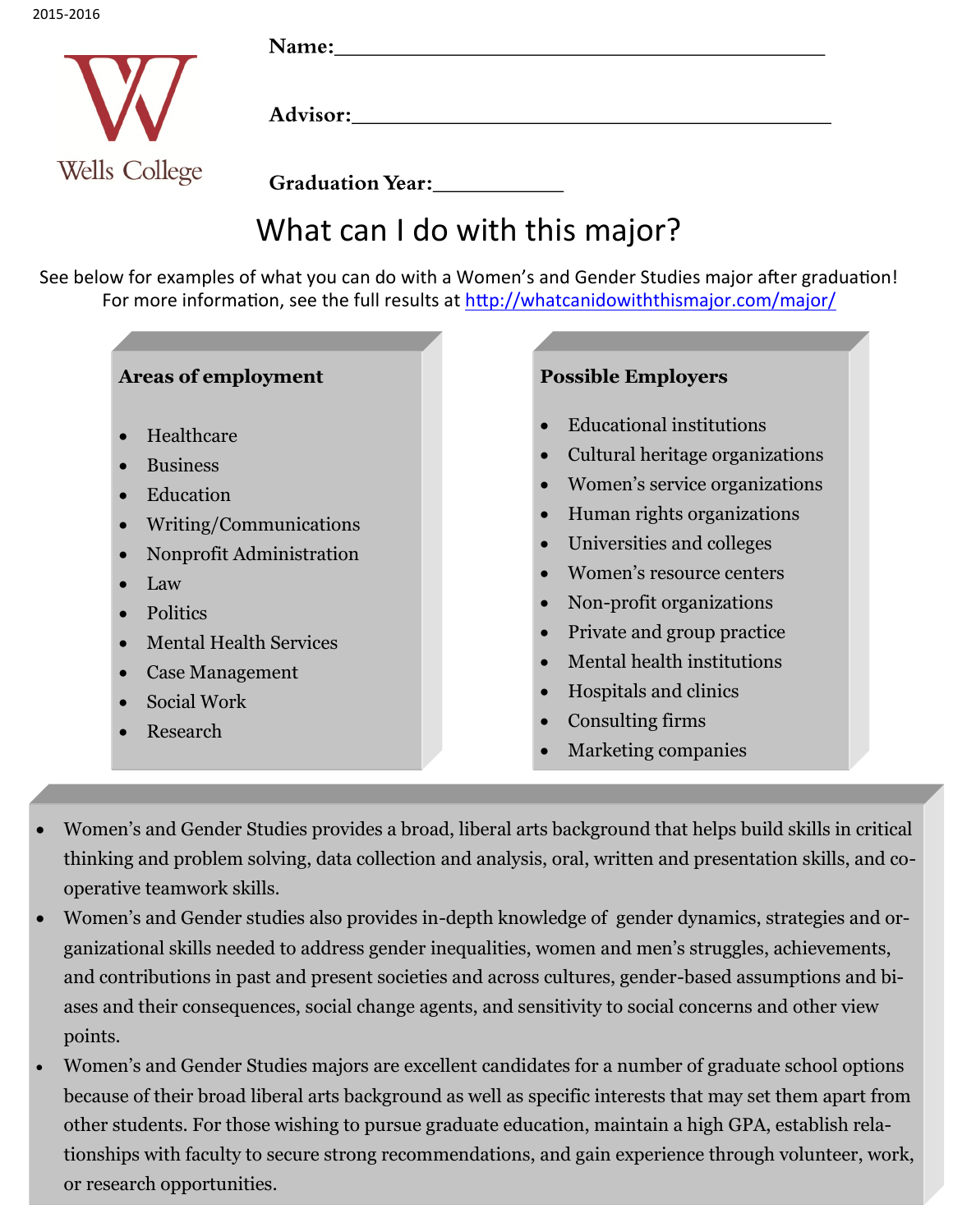2015-2016

Wells College

**Name:**\_\_\_\_\_\_\_\_\_\_\_\_\_\_\_\_\_\_\_\_\_\_\_\_\_\_\_\_\_\_\_\_\_\_\_\_\_\_\_\_

**Advisor:**\_\_\_\_\_\_\_\_\_\_\_\_\_\_\_\_\_\_\_\_\_\_\_\_\_\_\_\_\_\_\_\_\_\_\_\_\_\_\_\_

**Graduation Year:**\_\_\_\_\_\_\_\_\_\_\_\_

# What can I do with this major?

See below for examples of what you can do with a Women's and Gender Studies major after graduation! For more information, see the full results at http://whatcanidowiththismajor.com/major/

**Areas of employment**

- Healthcare
- Business
- Education
- Writing/Communications
- Nonprofit Administration
- Law
- Politics
- Mental Health Services
- Case Management
- Social Work
- Research

**Possible Employers**

- Educational institutions
- Cultural heritage organizations
- Women's service organizations
- Human rights organizations
- Universities and colleges
- Women's resource centers
- Non-profit organizations
- Private and group practice
- Mental health institutions
- Hospitals and clinics
- Consulting firms
- Marketing companies

- Women's and Gender Studies provides a broad, liberal arts background that helps build skills in critical thinking and problem solving, data collection and analysis, oral, written and presentation skills, and co-operative teamwork skills.
- Women's and Gender studies also provides in-depth knowledge of gender dynamics, strategies and organizational skills needed to address gender inequalities, women and men's struggles, achievements, and contributions in past and present societies and across cultures, gender-based assumptions and biases and their consequences, social change agents, and sensitivity to social concerns and other view points.
- Women's and Gender Studies majors are excellent candidates for a number of graduate school options because of their broad liberal arts background as well as specific interests that may set them apart from other students. For those wishing to pursue graduate education, maintain a high GPA, establish relationships with faculty to secure strong recommendations, and gain experience through volunteer, work, or research opportunities.